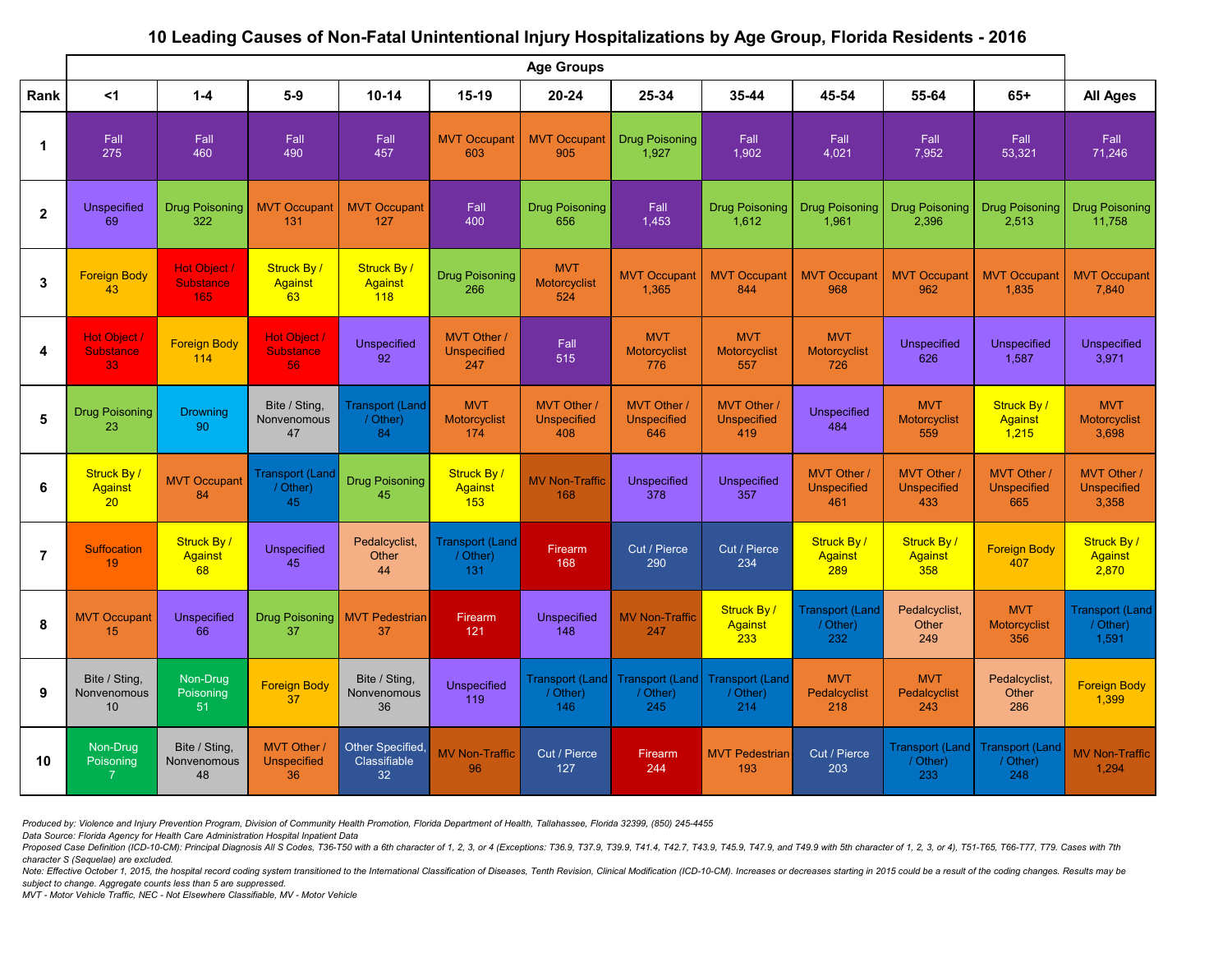# 10 Leading Causes of Non-Fatal Unintentional Injury Hospitalizations by Age Group, Florida Residents - 2016

| Rank | Age Groups | | | | | | | | | | | |
|---|---|---|---|---|---|---|---|---|---|---|---|---|
| | <1 | 1-4 | 5-9 | 10-14 | 15-19 | 20-24 | 25-34 | 35-44 | 45-54 | 55-64 | 65+ | All Ages |
| 1 | Fall 275 | Fall 460 | Fall 490 | Fall 457 | MVT Occupant 603 | MVT Occupant 905 | Drug Poisoning 1,927 | Fall 1,902 | Fall 4,021 | Fall 7,952 | Fall 53,321 | Fall 71,246 |
| 2 | Unspecified 69 | Drug Poisoning 322 | MVT Occupant 131 | MVT Occupant 127 | Fall 400 | Drug Poisoning 656 | Fall 1,453 | Drug Poisoning 1,612 | Drug Poisoning 1,961 | Drug Poisoning 2,396 | Drug Poisoning 2,513 | Drug Poisoning 11,758 |
| 3 | Foreign Body 43 | Hot Object / Substance 165 | Struck By / Against 63 | Struck By / Against 118 | Drug Poisoning 266 | MVT Motorcyclist 524 | MVT Occupant 1,365 | MVT Occupant 844 | MVT Occupant 968 | MVT Occupant 962 | MVT Occupant 1,835 | MVT Occupant 7,840 |
| 4 | Hot Object / Substance 33 | Foreign Body 114 | Hot Object / Substance 56 | Unspecified 92 | MVT Other / Unspecified 247 | Fall 515 | MVT Motorcyclist 776 | MVT Motorcyclist 557 | MVT Motorcyclist 726 | Unspecified 626 | Unspecified 1,587 | Unspecified 3,971 |
| 5 | Drug Poisoning 23 | Drowning 90 | Bite / Sting, Nonvenomous 47 | Transport (Land / Other) 84 | MVT Motorcyclist 174 | MVT Other / Unspecified 408 | MVT Other / Unspecified 646 | MVT Other / Unspecified 419 | Unspecified 484 | MVT Motorcyclist 559 | Struck By / Against 1,215 | MVT Motorcyclist 3,698 |
| 6 | Struck By / Against 20 | MVT Occupant 84 | Transport (Land / Other) 45 | Drug Poisoning 45 | Struck By / Against 153 | MV Non-Traffic 168 | Unspecified 378 | Unspecified 357 | MVT Other / Unspecified 461 | MVT Other / Unspecified 433 | MVT Other / Unspecified 665 | MVT Other / Unspecified 3,358 |
| 7 | Suffocation 19 | Struck By / Against 68 | Unspecified 45 | Pedalcyclist, Other 44 | Transport (Land / Other) 131 | Firearm 168 | Cut / Pierce 290 | Cut / Pierce 234 | Struck By / Against 289 | Struck By / Against 358 | Foreign Body 407 | Struck By / Against 2,870 |
| 8 | MVT Occupant 15 | Unspecified 66 | Drug Poisoning 37 | MVT Pedestrian 37 | Firearm 121 | Unspecified 148 | MV Non-Traffic 247 | Struck By / Against 233 | Transport (Land / Other) 232 | Pedalcyclist, Other 249 | MVT Motorcyclist 356 | Transport (Land / Other) 1,591 |
| 9 | Bite / Sting, Nonvenomous 10 | Non-Drug Poisoning 51 | Foreign Body 37 | Bite / Sting, Nonvenomous 36 | Unspecified 119 | Transport (Land / Other) 146 | Transport (Land / Other) 245 | Transport (Land / Other) 214 | MVT Pedalcyclist 218 | MVT Pedalcyclist 243 | Pedalcyclist, Other 286 | Foreign Body 1,399 |
| 10 | Non-Drug Poisoning 7 | Bite / Sting, Nonvenomous 48 | MVT Other / Unspecified 36 | Other Specified, Classifiable 32 | MV Non-Traffic 96 | Cut / Pierce 127 | Firearm 244 | MVT Pedestrian 193 | Cut / Pierce 203 | Transport (Land / Other) 233 | Transport (Land / Other) 248 | MV Non-Traffic 1,294 |

*Produced by: Violence and Injury Prevention Program, Division of Community Health Promotion, Florida Department of Health, Tallahassee, Florida 32399, (850) 245-4455*
*Data Source: Florida Agency for Health Care Administration Hospital Inpatient Data*
*Proposed Case Definition (ICD-10-CM): Principal Diagnosis All S Codes, T36-T50 with a 6th character of 1, 2, 3, or 4 (Exceptions: T36.9, T37.9, T39.9, T41.4, T42.7, T43.9, T45.9, T47.9, and T49.9 with 5th character of 1, 2, 3, or 4), T51-T65, T66-T77, T79. Cases with 7th character S (Sequelae) are excluded.*
*Note: Effective October 1, 2015, the hospital record coding system transitioned to the International Classification of Diseases, Tenth Revision, Clinical Modification (ICD-10-CM). Increases or decreases starting in 2015 could be a result of the coding changes. Results may be subject to change. Aggregate counts less than 5 are suppressed.*
*MVT - Motor Vehicle Traffic, NEC - Not Elsewhere Classifiable, MV - Motor Vehicle*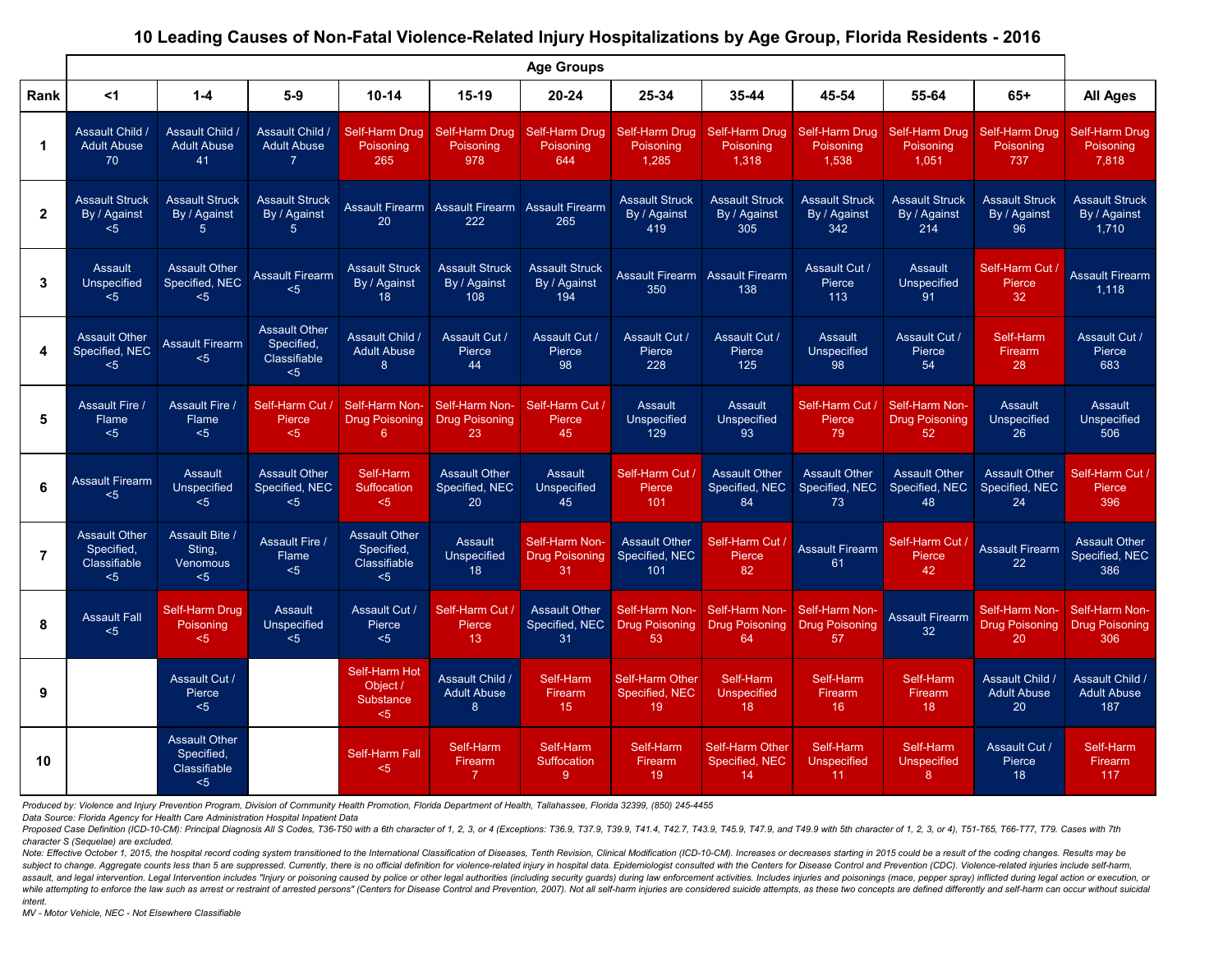# 10 Leading Causes of Non-Fatal Violence-Related Injury Hospitalizations by Age Group, Florida Residents - 2016

| | Age Groups | | | | | | | | | | | |
|---|---|---|---|---|---|---|---|---|---|---|---|---|
| **Rank** | **<1** | **1-4** | **5-9** | **10-14** | **15-19** | **20-24** | **25-34** | **35-44** | **45-54** | **55-64** | **65+** | **All Ages** |
| 1 | Assault Child / Adult Abuse 70 | Assault Child / Adult Abuse 41 | Assault Child / Adult Abuse 7 | Self-Harm Drug Poisoning 265 | Self-Harm Drug Poisoning 978 | Self-Harm Drug Poisoning 644 | Self-Harm Drug Poisoning 1,285 | Self-Harm Drug Poisoning 1,318 | Self-Harm Drug Poisoning 1,538 | Self-Harm Drug Poisoning 1,051 | Self-Harm Drug Poisoning 737 | Self-Harm Drug Poisoning 7,818 |
| 2 | Assault Struck By / Against <5 | Assault Struck By / Against 5 | Assault Struck By / Against 5 | Assault Firearm 20 | Assault Firearm 222 | Assault Firearm 265 | Assault Struck By / Against 419 | Assault Struck By / Against 305 | Assault Struck By / Against 342 | Assault Struck By / Against 214 | Assault Struck By / Against 96 | Assault Struck By / Against 1,710 |
| 3 | Assault Unspecified <5 | Assault Other Specified, NEC <5 | Assault Firearm <5 | Assault Struck By / Against 18 | Assault Struck By / Against 108 | Assault Struck By / Against 194 | Assault Firearm 350 | Assault Firearm 138 | Assault Cut / Pierce 113 | Assault Unspecified 91 | Self-Harm Cut / Pierce 32 | Assault Firearm 1,118 |
| 4 | Assault Other Specified, NEC <5 | Assault Firearm <5 | Assault Other Specified, Classifiable <5 | Assault Child / Adult Abuse 8 | Assault Cut / Pierce 44 | Assault Cut / Pierce 98 | Assault Cut / Pierce 228 | Assault Cut / Pierce 125 | Assault Unspecified 98 | Assault Cut / Pierce 54 | Self-Harm Firearm 28 | Assault Cut / Pierce 683 |
| 5 | Assault Fire / Flame <5 | Assault Fire / Flame <5 | Self-Harm Cut / Pierce <5 | Self-Harm Non-Drug Poisoning 6 | Self-Harm Non-Drug Poisoning 23 | Self-Harm Cut / Pierce 45 | Assault Unspecified 129 | Assault Unspecified 93 | Self-Harm Cut / Pierce 79 | Self-Harm Non-Drug Poisoning 52 | Assault Unspecified 26 | Assault Unspecified 506 |
| 6 | Assault Firearm <5 | Assault Unspecified <5 | Assault Other Specified, NEC <5 | Self-Harm Suffocation <5 | Assault Other Specified, NEC 20 | Assault Unspecified 45 | Self-Harm Cut / Pierce 101 | Assault Other Specified, NEC 84 | Assault Other Specified, NEC 73 | Assault Other Specified, NEC 48 | Assault Other Specified, NEC 24 | Self-Harm Cut / Pierce 396 |
| 7 | Assault Other Specified, Classifiable <5 | Assault Bite / Sting, Venomous <5 | Assault Fire / Flame <5 | Assault Other Specified, Classifiable <5 | Assault Unspecified 18 | Self-Harm Non-Drug Poisoning 31 | Assault Other Specified, NEC 101 | Self-Harm Cut / Pierce 82 | Assault Firearm 61 | Self-Harm Cut / Pierce 42 | Assault Firearm 22 | Assault Other Specified, NEC 386 |
| 8 | Assault Fall <5 | Self-Harm Drug Poisoning <5 | Assault Unspecified <5 | Assault Cut / Pierce <5 | Self-Harm Cut / Pierce 13 | Assault Other Specified, NEC 31 | Self-Harm Non-Drug Poisoning 53 | Self-Harm Non-Drug Poisoning 64 | Self-Harm Non-Drug Poisoning 57 | Assault Firearm 32 | Self-Harm Non-Drug Poisoning 20 | Self-Harm Non-Drug Poisoning 306 |
| 9 | | Assault Cut / Pierce <5 | | Self-Harm Hot Object / Substance <5 | Assault Child / Adult Abuse 8 | Self-Harm Firearm 15 | Self-Harm Other Specified, NEC 19 | Self-Harm Unspecified 18 | Self-Harm Firearm 16 | Self-Harm Firearm 18 | Assault Child / Adult Abuse 20 | Assault Child / Adult Abuse 187 |
| 10 | | Assault Other Specified, Classifiable <5 | | Self-Harm Fall <5 | Self-Harm Firearm 7 | Self-Harm Suffocation 9 | Self-Harm Firearm 19 | Self-Harm Other Specified, NEC 14 | Self-Harm Unspecified 11 | Self-Harm Unspecified 8 | Assault Cut / Pierce 18 | Self-Harm Firearm 117 |

*Produced by: Violence and Injury Prevention Program, Division of Community Health Promotion, Florida Department of Health, Tallahassee, Florida 32399, (850) 245-4455*

*Data Source: Florida Agency for Health Care Administration Hospital Inpatient Data*

*Proposed Case Definition (ICD-10-CM): Principal Diagnosis All S Codes, T36-T50 with a 6th character of 1, 2, 3, or 4 (Exceptions: T36.9, T37.9, T39.9, T41.4, T42.7, T43.9, T45.9, T47.9, and T49.9 with 5th character of 1, 2, 3, or 4), T51-T65, T66-T77, T79. Cases with 7th character S (Sequelae) are excluded.*

*Note: Effective October 1, 2015, the hospital record coding system transitioned to the International Classification of Diseases, Tenth Revision, Clinical Modification (ICD-10-CM). Increases or decreases starting in 2015 could be a result of the coding changes. Results may be subject to change. Aggregate counts less than 5 are suppressed. Currently, there is no official definition for violence-related injury in hospital data. Epidemiologist consulted with the Centers for Disease Control and Prevention (CDC). Violence-related injuries include self-harm, assault, and legal intervention. Legal Intervention includes "Injury or poisoning caused by police or other legal authorities (including security guards) during law enforcement activities. Includes injuries and poisonings (mace, pepper spray) inflicted during legal action or execution, or while attempting to enforce the law such as arrest or restraint of arrested persons" (Centers for Disease Control and Prevention, 2007). Not all self-harm injuries are considered suicide attempts, as these two concepts are defined differently and self-harm can occur without suicidal intent.*

*MV - Motor Vehicle, NEC - Not Elsewhere Classifiable*